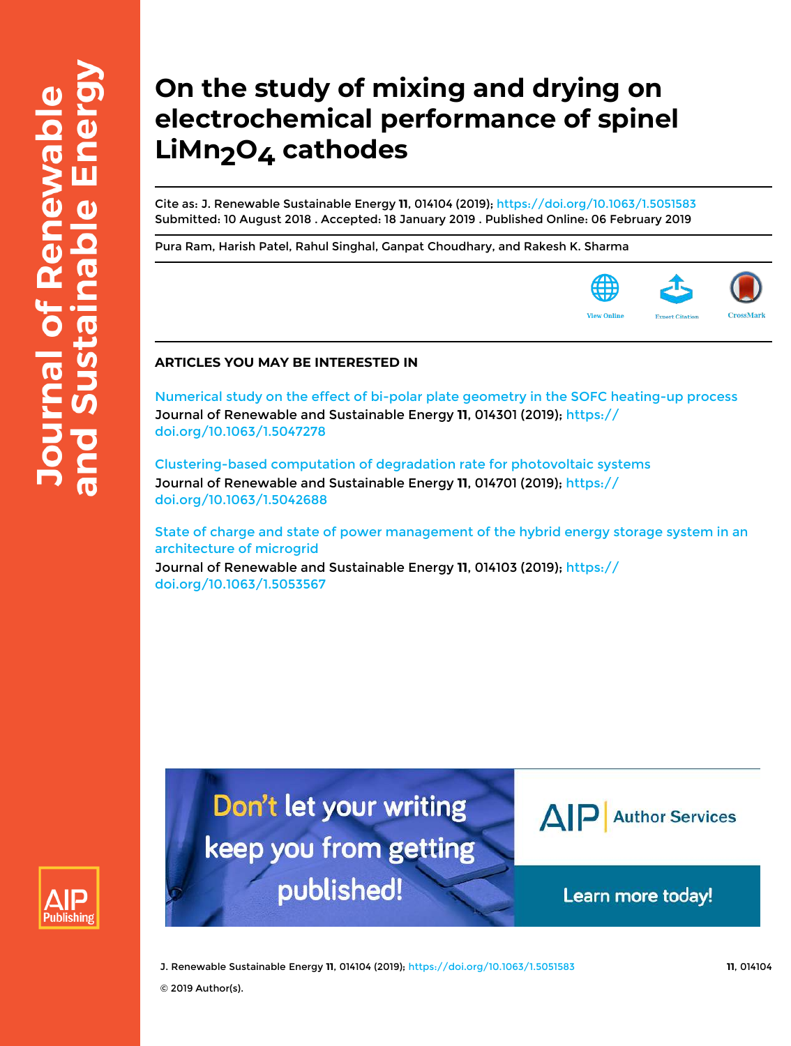# On the study of mixing and drying on electrochemical performance of spinel $LiMn_2O_4$ cathodes

Cite as: J. Renewable Sustainable Energy **11**, 014104 (2019); https://doi.org/10.1063/1.5051583
Submitted: 10 August 2018 . Accepted: 18 January 2019 . Published Online: 06 February 2019

Pura Ram, Harish Patel, Rahul Singhal, Ganpat Choudhary, and Rakesh K. Sharma

## ARTICLES YOU MAY BE INTERESTED IN

Numerical study on the effect of bi-polar plate geometry in the SOFC heating-up process
Journal of Renewable and Sustainable Energy **11**, 014301 (2019); https://doi.org/10.1063/1.5047278

Clustering-based computation of degradation rate for photovoltaic systems
Journal of Renewable and Sustainable Energy **11**, 014701 (2019); https://doi.org/10.1063/1.5042688

State of charge and state of power management of the hybrid energy storage system in an architecture of microgrid
Journal of Renewable and Sustainable Energy **11**, 014103 (2019); https://doi.org/10.1063/1.5053567

© 2019 Author(s).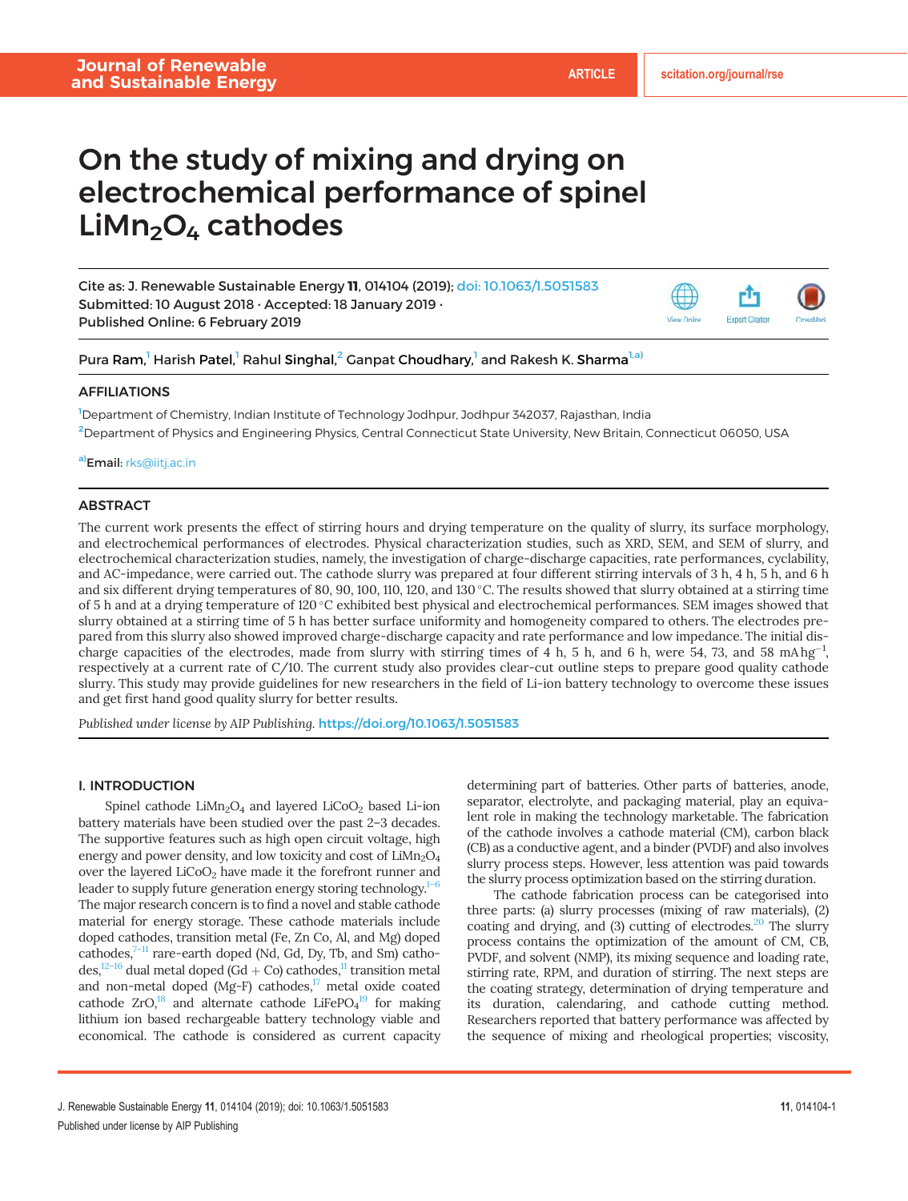# On the study of mixing and drying on electrochemical performance of spinel $LiMn_2O_4$ cathodes

Cite as: J. Renewable Sustainable Energy **11**, 014104 (2019); doi: 10.1063/1.5051583
Submitted: 10 August 2018 · Accepted: 18 January 2019 ·
Published Online: 6 February 2019

Pura Ram,[1] Harish Patel,[1] Rahul Singhal,[2] Ganpat Choudhary,[1] and Rakesh K. Sharma[1,a)]

## AFFILIATIONS

[1]Department of Chemistry, Indian Institute of Technology Jodhpur, Jodhpur 342037, Rajasthan, India

[2]Department of Physics and Engineering Physics, Central Connecticut State University, New Britain, Connecticut 06050, USA

[a)]Email: rks@iitj.ac.in

## ABSTRACT

The current work presents the effect of stirring hours and drying temperature on the quality of slurry, its surface morphology, and electrochemical performances of electrodes. Physical characterization studies, such as XRD, SEM, and SEM of slurry, and electrochemical characterization studies, namely, the investigation of charge-discharge capacities, rate performances, cyclability, and AC-impedance, were carried out. The cathode slurry was prepared at four different stirring intervals of 3 h, 4 h, 5 h, and 6 h and six different drying temperatures of 80, 90, 100, 110, 120, and 130 °C. The results showed that slurry obtained at a stirring time of 5 h and at a drying temperature of 120 °C exhibited best physical and electrochemical performances. SEM images showed that slurry obtained at a stirring time of 5 h has better surface uniformity and homogeneity compared to others. The electrodes prepared from this slurry also showed improved charge-discharge capacity and rate performance and low impedance. The initial discharge capacities of the electrodes, made from slurry with stirring times of 4 h, 5 h, and 6 h, were 54, 73, and 58 mAh $g^{-1}$, respectively at a current rate of C/10. The current study also provides clear-cut outline steps to prepare good quality cathode slurry. This study may provide guidelines for new researchers in the field of Li-ion battery technology to overcome these issues and get first hand good quality slurry for better results.

*Published under license by AIP Publishing.* https://doi.org/10.1063/1.5051583

## I. INTRODUCTION

Spinel cathode $LiMn_2O_4$ and layered $LiCoO_2$ based Li-ion battery materials have been studied over the past 2–3 decades. The supportive features such as high open circuit voltage, high energy and power density, and low toxicity and cost of $LiMn_2O_4$ over the layered $LiCoO_2$ have made it the forefront runner and leader to supply future generation energy storing technology.[1–6] The major research concern is to find a novel and stable cathode material for energy storage. These cathode materials include doped cathodes, transition metal (Fe, Zn Co, Al, and Mg) doped cathodes,[7–11] rare-earth doped (Nd, Gd, Dy, Tb, and Sm) cathodes,[12–16] dual metal doped (Gd + Co) cathodes,[11] transition metal and non-metal doped (Mg-F) cathodes,[17] metal oxide coated cathode ZrO,[18] and alternate cathode $LiFePO_4$[19] for making lithium ion based rechargeable battery technology viable and economical. The cathode is considered as current capacity determining part of batteries. Other parts of batteries, anode, separator, electrolyte, and packaging material, play an equivalent role in making the technology marketable. The fabrication of the cathode involves a cathode material (CM), carbon black (CB) as a conductive agent, and a binder (PVDF) and also involves slurry process steps. However, less attention was paid towards the slurry process optimization based on the stirring duration.

The cathode fabrication process can be categorised into three parts: (a) slurry processes (mixing of raw materials), (2) coating and drying, and (3) cutting of electrodes.[20] The slurry process contains the optimization of the amount of CM, CB, PVDF, and solvent (NMP), its mixing sequence and loading rate, stirring rate, RPM, and duration of stirring. The next steps are the coating strategy, determination of drying temperature and its duration, calendaring, and cathode cutting method. Researchers reported that battery performance was affected by the sequence of mixing and rheological properties; viscosity,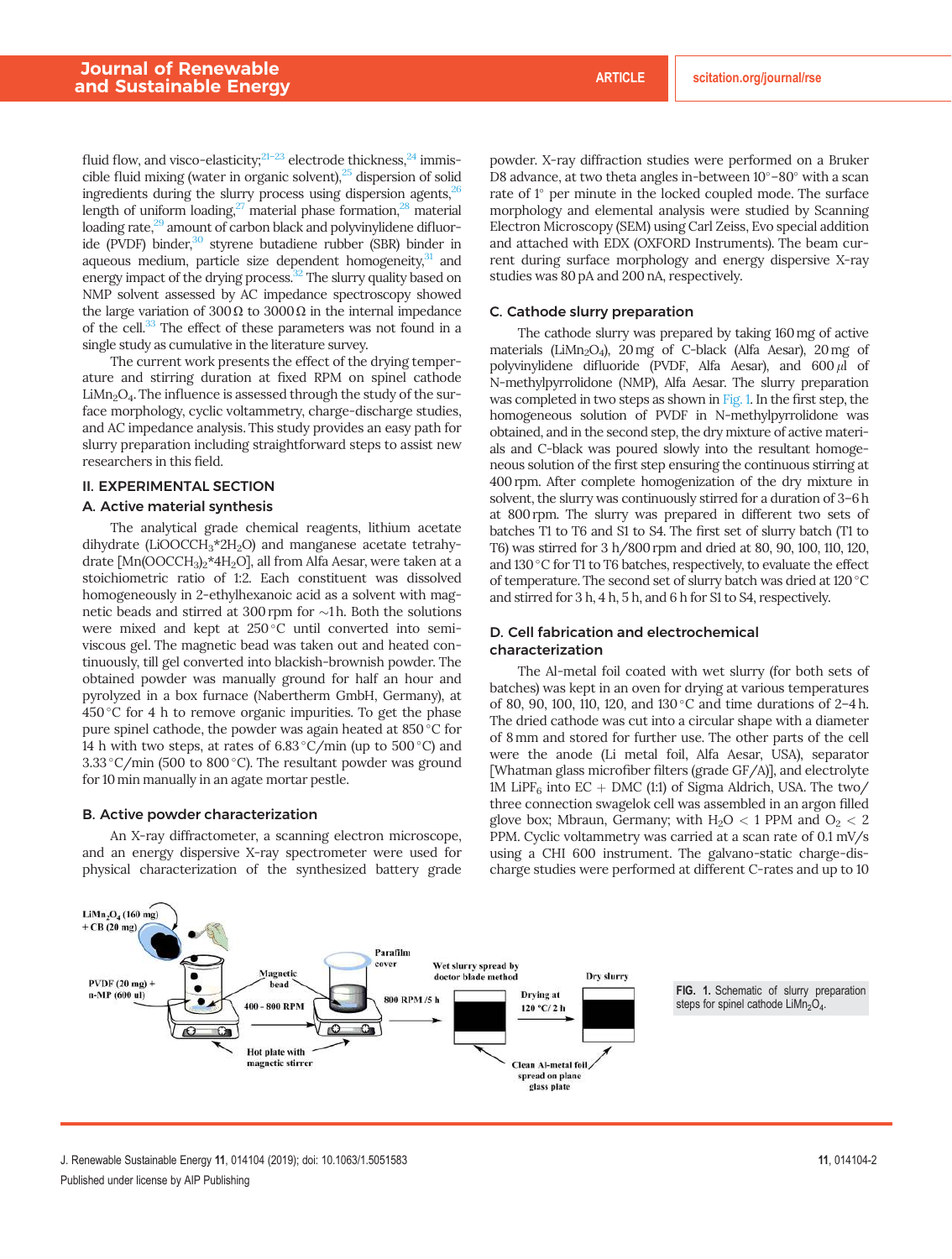fluid flow, and visco-elasticity,[21–23] electrode thickness,[24] immiscible fluid mixing (water in organic solvent),[25] dispersion of solid ingredients during the slurry process using dispersion agents,[26] length of uniform loading,[27] material phase formation,[28] material loading rate,[29] amount of carbon black and polyvinylidene difluoride (PVDF) binder,[30] styrene butadiene rubber (SBR) binder in aqueous medium, particle size dependent homogeneity,[31] and energy impact of the drying process.[32] The slurry quality based on NMP solvent assessed by AC impedance spectroscopy showed the large variation of 300 Ω to 3000 Ω in the internal impedance of the cell.[33] The effect of these parameters was not found in a single study as cumulative in the literature survey.

The current work presents the effect of the drying temperature and stirring duration at fixed RPM on spinel cathode $LiMn_2O_4$. The influence is assessed through the study of the surface morphology, cyclic voltammetry, charge-discharge studies, and AC impedance analysis. This study provides an easy path for slurry preparation including straightforward steps to assist new researchers in this field.

## II. EXPERIMENTAL SECTION

### A. Active material synthesis

The analytical grade chemical reagents, lithium acetate dihydrate ($LiOOCCH_3$*$2H_2O$) and manganese acetate tetrahydrate [$Mn(OOCCH_3)_2$*$4H_2O$], all from Alfa Aesar, were taken at a stoichiometric ratio of 1:2. Each constituent was dissolved homogeneously in 2-ethylhexanoic acid as a solvent with magnetic beads and stirred at 300 rpm for ~1 h. Both the solutions were mixed and kept at 250 °C until converted into semi-viscous gel. The magnetic bead was taken out and heated continuously, till gel converted into blackish-brownish powder. The obtained powder was manually ground for half an hour and pyrolyzed in a box furnace (Nabertherm GmbH, Germany), at 450 °C for 4 h to remove organic impurities. To get the phase pure spinel cathode, the powder was again heated at 850 °C for 14 h with two steps, at rates of 6.83 °C/min (up to 500 °C) and 3.33 °C/min (500 to 800 °C). The resultant powder was ground for 10 min manually in an agate mortar pestle.

### B. Active powder characterization

An X-ray diffractometer, a scanning electron microscope, and an energy dispersive X-ray spectrometer were used for physical characterization of the synthesized battery grade powder. X-ray diffraction studies were performed on a Bruker D8 advance, at two theta angles in-between 10°–80° with a scan rate of 1° per minute in the locked coupled mode. The surface morphology and elemental analysis were studied by Scanning Electron Microscopy (SEM) using Carl Zeiss, Evo special addition and attached with EDX (OXFORD Instruments). The beam current during surface morphology and energy dispersive X-ray studies was 80 pA and 200 nA, respectively.

### C. Cathode slurry preparation

The cathode slurry was prepared by taking 160 mg of active materials ($LiMn_2O_4$), 20 mg of C-black (Alfa Aesar), 20 mg of polyvinylidene difluoride (PVDF, Alfa Aesar), and 600 μl of N-methylpyrrolidone (NMP), Alfa Aesar. The slurry preparation was completed in two steps as shown in Fig. 1. In the first step, the homogeneous solution of PVDF in N-methylpyrrolidone was obtained, and in the second step, the dry mixture of active materials and C-black was poured slowly into the resultant homogeneous solution of the first step ensuring the continuous stirring at 400 rpm. After complete homogenization of the dry mixture in solvent, the slurry was continuously stirred for a duration of 3–6 h at 800 rpm. The slurry was prepared in different two sets of batches T1 to T6 and S1 to S4. The first set of slurry batch (T1 to T6) was stirred for 3 h/800 rpm and dried at 80, 90, 100, 110, 120, and 130 °C for T1 to T6 batches, respectively, to evaluate the effect of temperature. The second set of slurry batch was dried at 120 °C and stirred for 3 h, 4 h, 5 h, and 6 h for S1 to S4, respectively.

### D. Cell fabrication and electrochemical characterization

The Al-metal foil coated with wet slurry (for both sets of batches) was kept in an oven for drying at various temperatures of 80, 90, 100, 110, 120, and 130 °C and time durations of 2–4 h. The dried cathode was cut into a circular shape with a diameter of 8 mm and stored for further use. The other parts of the cell were the anode (Li metal foil, Alfa Aesar, USA), separator [Whatman glass microfiber filters (grade GF/A)], and electrolyte 1M $LiPF_6$ into EC + DMC (1:1) of Sigma Aldrich, USA. The two/three connection swagelok cell was assembled in an argon filled glove box; Mbraun, Germany; with $H_2O < 1$ PPM and $O_2 < 2$ PPM. Cyclic voltammetry was carried at a scan rate of 0.1 mV/s using a CHI 600 instrument. The galvano-static charge-discharge studies were performed at different C-rates and up to 10

FIG. 1. Schematic of slurry preparation steps for spinel cathode $LiMn_2O_4$.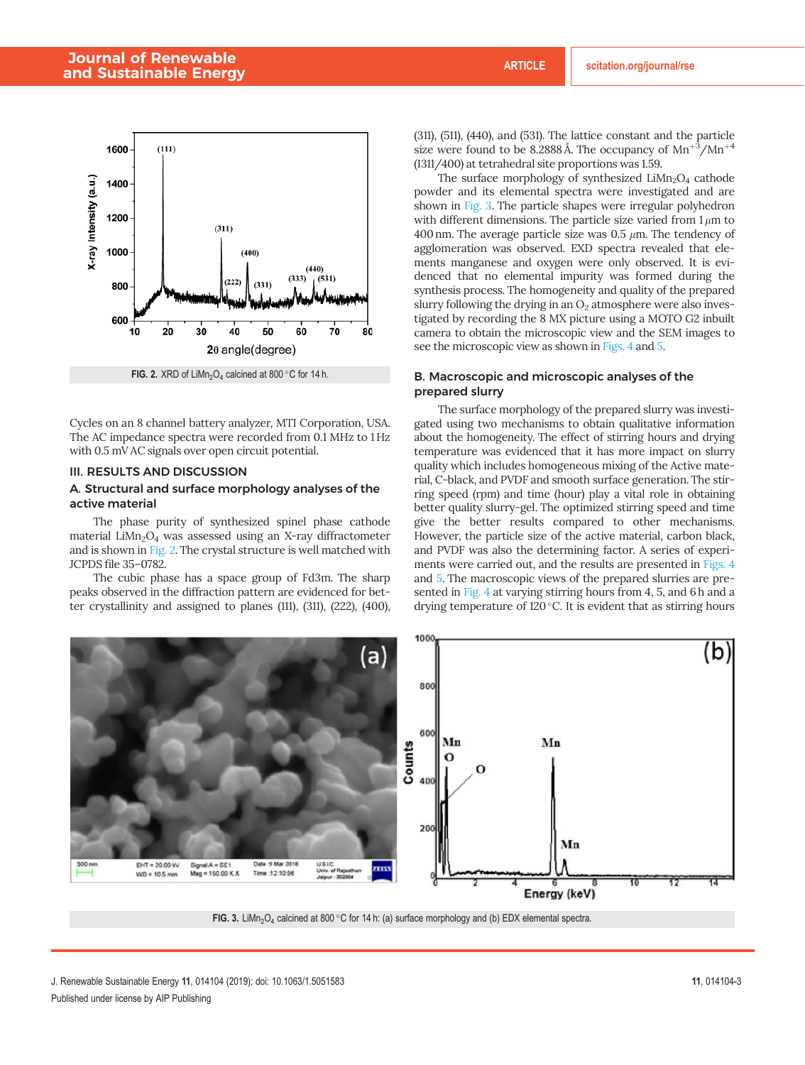FIG. 2. XRD of $LiMn_2O_4$ calcined at 800 °C for 14 h.

Cycles on an 8 channel battery analyzer, MTI Corporation, USA. The AC impedance spectra were recorded from 0.1 MHz to 1 Hz with 0.5 mV AC signals over open circuit potential.

## III. RESULTS AND DISCUSSION

### A. Structural and surface morphology analyses of the active material

The phase purity of synthesized spinel phase cathode material $LiMn_2O_4$ was assessed using an X-ray diffractometer and is shown in Fig. 2. The crystal structure is well matched with JCPDS file 35–0782.

The cubic phase has a space group of Fd3m. The sharp peaks observed in the diffraction pattern are evidenced for better crystallinity and assigned to planes (111), (311), (222), (400), (311), (511), (440), and (531). The lattice constant and the particle size were found to be 8.2888 Å. The occupancy of $Mn^{+3}/Mn^{+4}$ (I311/400) at tetrahedral site proportions was 1.59.

The surface morphology of synthesized $LiMn_2O_4$ cathode powder and its elemental spectra were investigated and are shown in Fig. 3. The particle shapes were irregular polyhedron with different dimensions. The particle size varied from 1 $\mu$m to 400 nm. The average particle size was 0.5 $\mu$m. The tendency of agglomeration was observed. EXD spectra revealed that elements manganese and oxygen were only observed. It is evidenced that no elemental impurity was formed during the synthesis process. The homogeneity and quality of the prepared slurry following the drying in an $O_2$ atmosphere were also investigated by recording the 8 MX picture using a MOTO G2 inbuilt camera to obtain the microscopic view and the SEM images to see the microscopic view as shown in Figs. 4 and 5.

### B. Macroscopic and microscopic analyses of the prepared slurry

The surface morphology of the prepared slurry was investigated using two mechanisms to obtain qualitative information about the homogeneity. The effect of stirring hours and drying temperature was evidenced that it has more impact on slurry quality which includes homogeneous mixing of the Active material, C-black, and PVDF and smooth surface generation. The stirring speed (rpm) and time (hour) play a vital role in obtaining better quality slurry-gel. The optimized stirring speed and time give the better results compared to other mechanisms. However, the particle size of the active material, carbon black, and PVDF was also the determining factor. A series of experiments were carried out, and the results are presented in Figs. 4 and 5. The macroscopic views of the prepared slurries are presented in Fig. 4 at varying stirring hours from 4, 5, and 6 h and a drying temperature of 120 °C. It is evident that as stirring hours

FIG. 3. $LiMn_2O_4$ calcined at 800 °C for 14 h: (a) surface morphology and (b) EDX elemental spectra.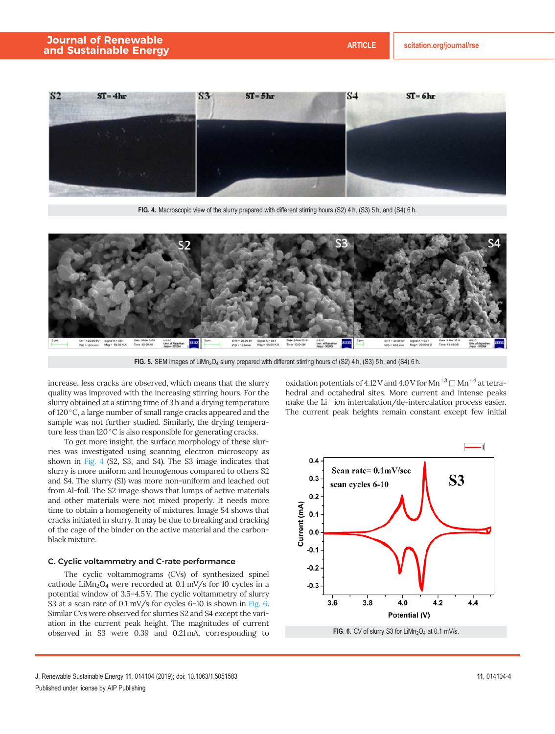FIG. 4. Macroscopic view of the slurry prepared with different stirring hours (S2) 4 h, (S3) 5 h, and (S4) 6 h.

FIG. 5. SEM images of $LiMn_2O_4$ slurry prepared with different stirring hours of (S2) 4 h, (S3) 5 h, and (S4) 6 h.

increase, less cracks are observed, which means that the slurry quality was improved with the increasing stirring hours. For the slurry obtained at a stirring time of 3 h and a drying temperature of 120 °C, a large number of small range cracks appeared and the sample was not further studied. Similarly, the drying temperature less than 120 °C is also responsible for generating cracks.

To get more insight, the surface morphology of these slurries was investigated using scanning electron microscopy as shown in Fig. 4 (S2, S3, and S4). The S3 image indicates that slurry is more uniform and homogenous compared to others S2 and S4. The slurry (S1) was more non-uniform and leached out from Al-foil. The S2 image shows that lumps of active materials and other materials were not mixed properly. It needs more time to obtain a homogeneity of mixtures. Image S4 shows that cracks initiated in slurry. It may be due to breaking and cracking of the cage of the binder on the active material and the carbon-black mixture.

### C. Cyclic voltammetry and C-rate performance

The cyclic voltammograms (CVs) of synthesized spinel cathode $LiMn_2O_4$ were recorded at 0.1 mV/s for 10 cycles in a potential window of 3.5–4.5 V. The cyclic voltammetry of slurry S3 at a scan rate of 0.1 mV/s for cycles 6–10 is shown in Fig. 6. Similar CVs were observed for slurries S2 and S4 except the variation in the current peak height. The magnitudes of current observed in S3 were 0.39 and 0.21 mA, corresponding to oxidation potentials of 4.12 V and 4.0 V for $Mn^{+3}$ □ $Mn^{+4}$ at tetrahedral and octahedral sites. More current and intense peaks make the $Li^{+}$ ion intercalation/de-intercalation process easier. The current peak heights remain constant except few initial

FIG. 6. CV of slurry S3 for $LiMn_2O_4$ at 0.1 mV/s.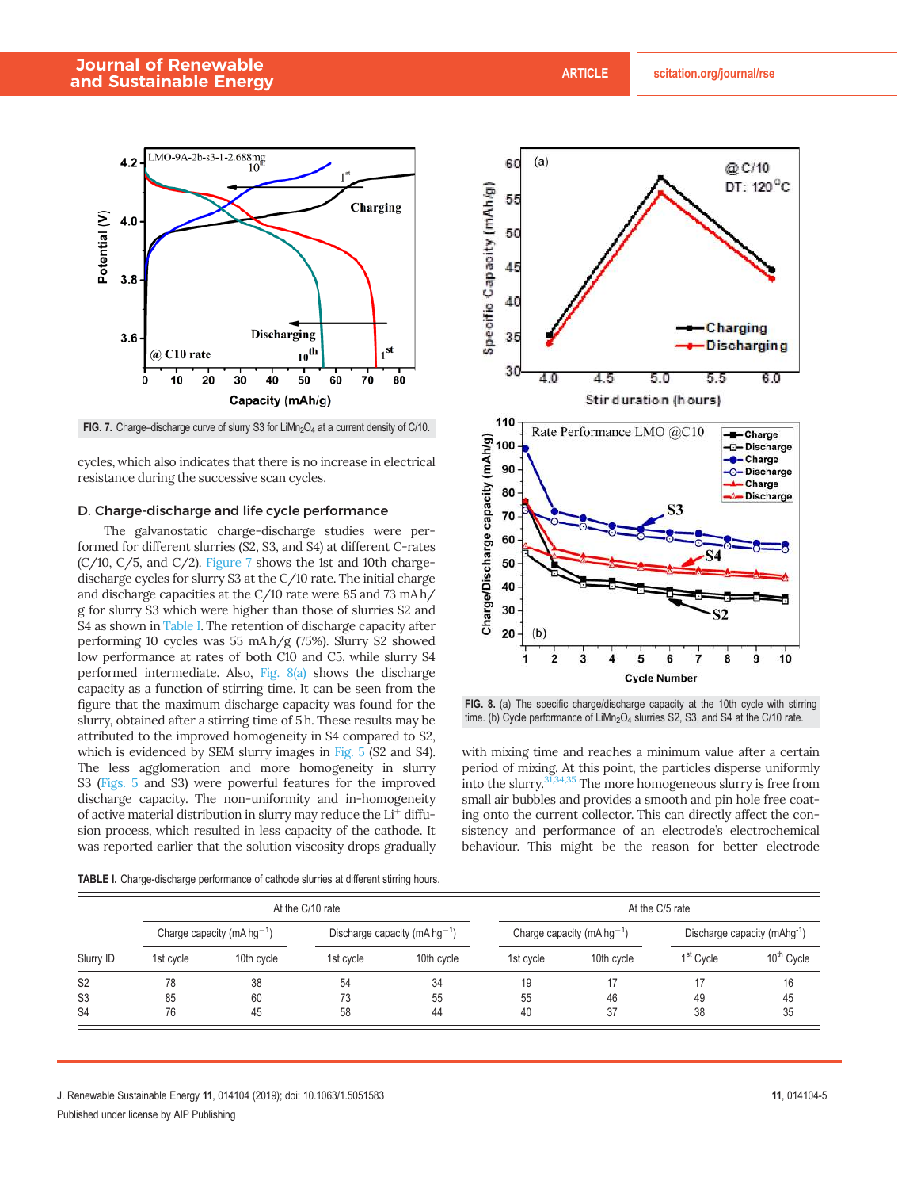FIG. 7. Charge–discharge curve of slurry S3 for $LiMn_2O_4$ at a current density of C/10.

cycles, which also indicates that there is no increase in electrical resistance during the successive scan cycles.

### D. Charge-discharge and life cycle performance

The galvanostatic charge-discharge studies were performed for different slurries (S2, S3, and S4) at different C-rates (C/10, C/5, and C/2). Figure 7 shows the 1st and 10th charge-discharge cycles for slurry S3 at the C/10 rate. The initial charge and discharge capacities at the C/10 rate were 85 and 73 mA h/g for slurry S3 which were higher than those of slurries S2 and S4 as shown in Table I. The retention of discharge capacity after performing 10 cycles was 55 mA h/g (75%). Slurry S2 showed low performance at rates of both C10 and C5, while slurry S4 performed intermediate. Also, Fig. 8(a) shows the discharge capacity as a function of stirring time. It can be seen from the figure that the maximum discharge capacity was found for the slurry, obtained after a stirring time of 5 h. These results may be attributed to the improved homogeneity in S4 compared to S2, which is evidenced by SEM slurry images in Fig. 5 (S2 and S4). The less agglomeration and more homogeneity in slurry S3 (Figs. 5 and S3) were powerful features for the improved discharge capacity. The non-uniformity and in-homogeneity of active material distribution in slurry may reduce the $Li^+$ diffusion process, which resulted in less capacity of the cathode. It was reported earlier that the solution viscosity drops gradually with mixing time and reaches a minimum value after a certain period of mixing. At this point, the particles disperse uniformly into the slurry.[31,34,35] The more homogeneous slurry is free from small air bubbles and provides a smooth and pin hole free coating onto the current collector. This can directly affect the consistency and performance of an electrode's electrochemical behaviour. This might be the reason for better electrode

FIG. 8. (a) The specific charge/discharge capacity at the 10th cycle with stirring time. (b) Cycle performance of $LiMn_2O_4$ slurries S2, S3, and S4 at the C/10 rate.

TABLE I. Charge-discharge performance of cathode slurries at different stirring hours.

| | At the C/10 rate | | | | At the C/5 rate | | | |
|---|---|---|---|---|---|---|---|---|
| | Charge capacity (mA hg$^{-1}$) | | Discharge capacity (mA hg$^{-1}$) | | Charge capacity (mA hg$^{-1}$) | | Discharge capacity (mAhg$^{-1}$) | |
| Slurry ID | 1st cycle | 10th cycle | 1st cycle | 10th cycle | 1st cycle | 10th cycle | 1st Cycle | 10th Cycle |
| S2 | 78 | 38 | 54 | 34 | 19 | 17 | 17 | 16 |
| S3 | 85 | 60 | 73 | 55 | 55 | 46 | 49 | 45 |
| S4 | 76 | 45 | 58 | 44 | 40 | 37 | 38 | 35 |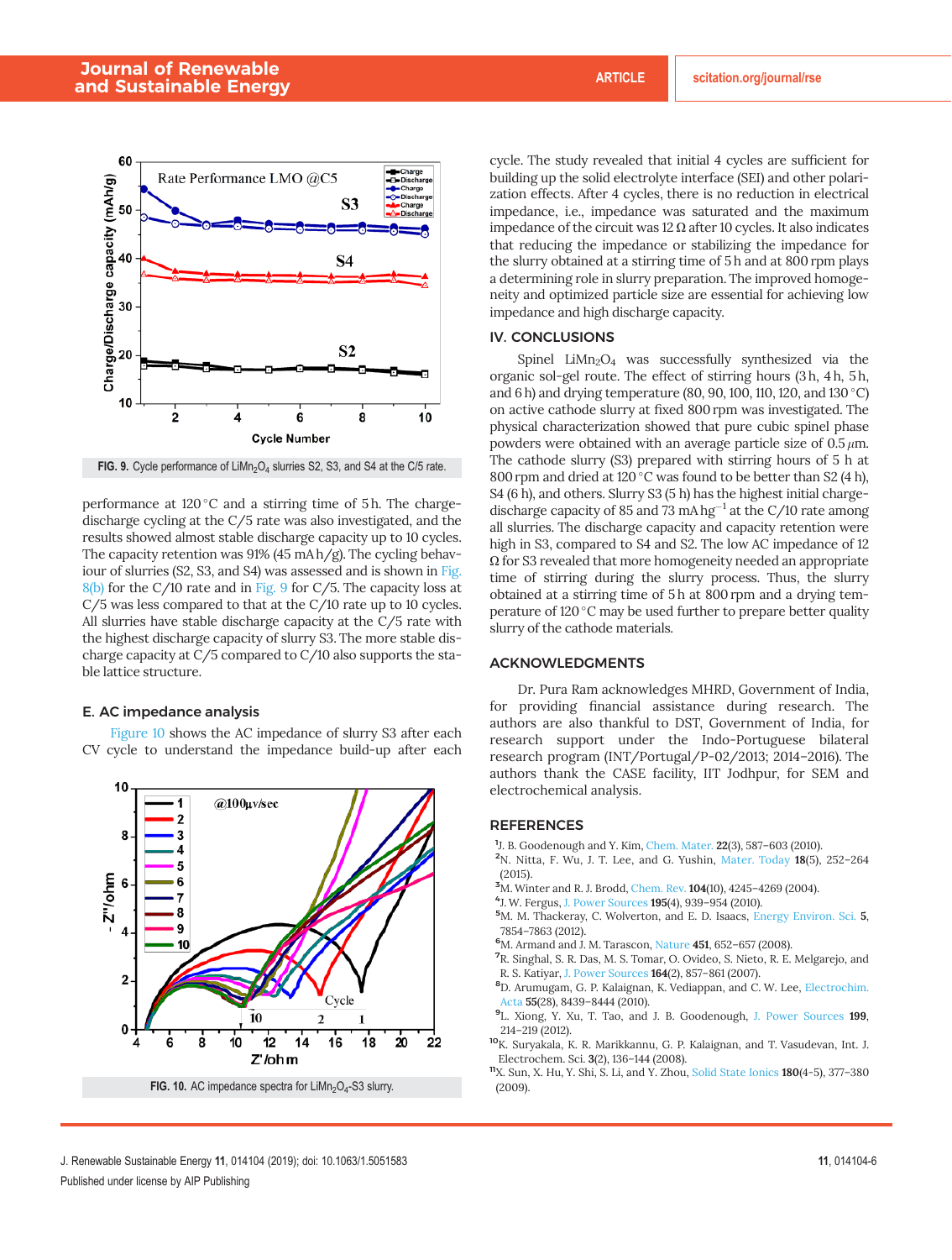FIG. 9. Cycle performance of $LiMn_2O_4$ slurries S2, S3, and S4 at the C/5 rate.

performance at 120 °C and a stirring time of 5 h. The charge-discharge cycling at the C/5 rate was also investigated, and the results showed almost stable discharge capacity up to 10 cycles. The capacity retention was 91% (45 mA h/g). The cycling behaviour of slurries (S2, S3, and S4) was assessed and is shown in Fig. 8(b) for the C/10 rate and in Fig. 9 for C/5. The capacity loss at C/5 was less compared to that at the C/10 rate up to 10 cycles. All slurries have stable discharge capacity at the C/5 rate with the highest discharge capacity of slurry S3. The more stable discharge capacity at C/5 compared to C/10 also supports the stable lattice structure.

### E. AC impedance analysis

Figure 10 shows the AC impedance of slurry S3 after each CV cycle to understand the impedance build-up after each

FIG. 10. AC impedance spectra for $LiMn_2O_4$-S3 slurry.

cycle. The study revealed that initial 4 cycles are sufficient for building up the solid electrolyte interface (SEI) and other polarization effects. After 4 cycles, there is no reduction in electrical impedance, i.e., impedance was saturated and the maximum impedance of the circuit was 12 Ω after 10 cycles. It also indicates that reducing the impedance or stabilizing the impedance for the slurry obtained at a stirring time of 5 h and at 800 rpm plays a determining role in slurry preparation. The improved homogeneity and optimized particle size are essential for achieving low impedance and high discharge capacity.

## IV. CONCLUSIONS

Spinel $LiMn_2O_4$ was successfully synthesized via the organic sol-gel route. The effect of stirring hours (3 h, 4 h, 5 h, and 6 h) and drying temperature (80, 90, 100, 110, 120, and 130 °C) on active cathode slurry at fixed 800 rpm was investigated. The physical characterization showed that pure cubic spinel phase powders were obtained with an average particle size of 0.5 $\mu$m. The cathode slurry (S3) prepared with stirring hours of 5 h at 800 rpm and dried at 120 °C was found to be better than S2 (4 h), S4 (6 h), and others. Slurry S3 (5 h) has the highest initial charge-discharge capacity of 85 and 73 mA hg$^{-1}$ at the C/10 rate among all slurries. The discharge capacity and capacity retention were high in S3, compared to S4 and S2. The low AC impedance of 12 Ω for S3 revealed that more homogeneity needed an appropriate time of stirring during the slurry process. Thus, the slurry obtained at a stirring time of 5 h at 800 rpm and a drying temperature of 120 °C may be used further to prepare better quality slurry of the cathode materials.

## ACKNOWLEDGMENTS

Dr. Pura Ram acknowledges MHRD, Government of India, for providing financial assistance during research. The authors are also thankful to DST, Government of India, for research support under the Indo-Portuguese bilateral research program (INT/Portugal/P-02/2013; 2014–2016). The authors thank the CASE facility, IIT Jodhpur, for SEM and electrochemical analysis.

## REFERENCES

[1] J. B. Goodenough and Y. Kim, Chem. Mater. **22**(3), 587–603 (2010).
[2] N. Nitta, F. Wu, J. T. Lee, and G. Yushin, Mater. Today **18**(5), 252–264 (2015).
[3] M. Winter and R. J. Brodd, Chem. Rev. **104**(10), 4245–4269 (2004).
[4] J. W. Fergus, J. Power Sources **195**(4), 939–954 (2010).
[5] M. M. Thackeray, C. Wolverton, and E. D. Isaacs, Energy Environ. Sci. **5**, 7854–7863 (2012).
[6] M. Armand and J. M. Tarascon, Nature **451**, 652–657 (2008).
[7] R. Singhal, S. R. Das, M. S. Tomar, O. Ovideo, S. Nieto, R. E. Melgarejo, and R. S. Katiyar, J. Power Sources **164**(2), 857–861 (2007).
[8] D. Arumugam, G. P. Kalaignan, K. Vediappan, and C. W. Lee, Electrochim. Acta **55**(28), 8439–8444 (2010).
[9] L. Xiong, Y. Xu, T. Tao, and J. B. Goodenough, J. Power Sources **199**, 214–219 (2012).
[10] K. Suryakala, K. R. Marikkannu, G. P. Kalaignan, and T. Vasudevan, Int. J. Electrochem. Sci. **3**(2), 136–144 (2008).
[11] X. Sun, X. Hu, Y. Shi, S. Li, and Y. Zhou, Solid State Ionics **180**(4-5), 377–380 (2009).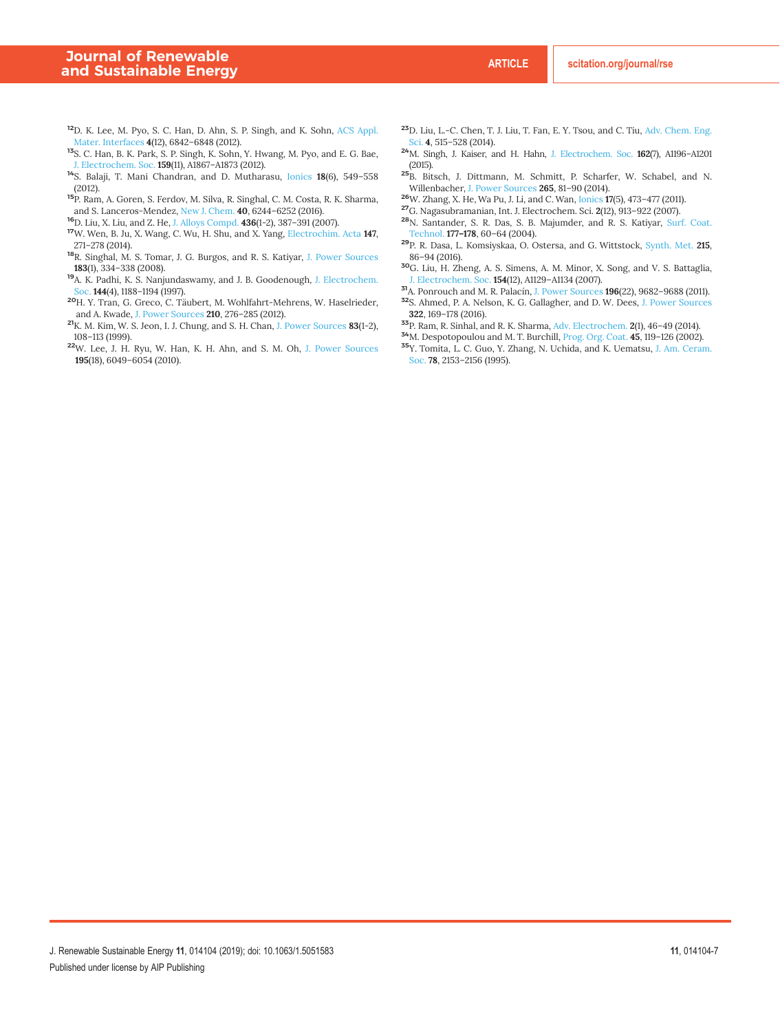[12] D. K. Lee, M. Pyo, S. C. Han, D. Ahn, S. P. Singh, and K. Sohn, ACS Appl. Mater. Interfaces **4**(12), 6842–6848 (2012).

[13] S. C. Han, B. K. Park, S. P. Singh, K. Sohn, Y. Hwang, M. Pyo, and E. G. Bae, J. Electrochem. Soc. **159**(11), A1867–A1873 (2012).

[14] S. Balaji, T. Mani Chandran, and D. Mutharasu, Ionics **18**(6), 549–558 (2012).

[15] P. Ram, A. Goren, S. Ferdov, M. Silva, R. Singhal, C. M. Costa, R. K. Sharma, and S. Lanceros-Mendez, New J. Chem. **40**, 6244–6252 (2016).

[16] D. Liu, X. Liu, and Z. He, J. Alloys Compd. **436**(1-2), 387–391 (2007).

[17] W. Wen, B. Ju, X. Wang, C. Wu, H. Shu, and X. Yang, Electrochim. Acta **147**, 271–278 (2014).

[18] R. Singhal, M. S. Tomar, J. G. Burgos, and R. S. Katiyar, J. Power Sources **183**(1), 334–338 (2008).

[19] A. K. Padhi, K. S. Nanjundaswamy, and J. B. Goodenough, J. Electrochem. Soc. **144**(4), 1188–1194 (1997).

[20] H. Y. Tran, G. Greco, C. Täubert, M. Wohlfahrt-Mehrens, W. Haselrieder, and A. Kwade, J. Power Sources **210**, 276–285 (2012).

[21] K. M. Kim, W. S. Jeon, I. J. Chung, and S. H. Chan, J. Power Sources **83**(1-2), 108–113 (1999).

[22] W. Lee, J. H. Ryu, W. Han, K. H. Ahn, and S. M. Oh, J. Power Sources **195**(18), 6049–6054 (2010).

[23] D. Liu, L.-C. Chen, T. J. Liu, T. Fan, E. Y. Tsou, and C. Tiu, Adv. Chem. Eng. Sci. **4**, 515–528 (2014).

[24] M. Singh, J. Kaiser, and H. Hahn, J. Electrochem. Soc. **162**(7), A1196–A1201 (2015).

[25] B. Bitsch, J. Dittmann, M. Schmitt, P. Scharfer, W. Schabel, and N. Willenbacher, J. Power Sources **265**, 81–90 (2014).

[26] W. Zhang, X. He, Wa Pu, J. Li, and C. Wan, Ionics **17**(5), 473–477 (2011).

[27] G. Nagasubramanian, Int. J. Electrochem. Sci. **2**(12), 913–922 (2007).

[28] N. Santander, S. R. Das, S. B. Majumder, and R. S. Katiyar, Surf. Coat. Technol. **177–178**, 60–64 (2004).

[29] P. R. Dasa, L. Komsiyskaa, O. Ostersa, and G. Wittstock, Synth. Met. **215**, 86–94 (2016).

[30] G. Liu, H. Zheng, A. S. Simens, A. M. Minor, X. Song, and V. S. Battaglia, J. Electrochem. Soc. **154**(12), A1129–A1134 (2007).

[31] A. Ponrouch and M. R. Palacín, J. Power Sources **196**(22), 9682–9688 (2011).

[32] S. Ahmed, P. A. Nelson, K. G. Gallagher, and D. W. Dees, J. Power Sources **322**, 169–178 (2016).

[33] P. Ram, R. Sinhal, and R. K. Sharma, Adv. Electrochem. **2**(1), 46–49 (2014).

[34] M. Despotopoulou and M. T. Burchill, Prog. Org. Coat. **45**, 119–126 (2002).

[35] Y. Tomita, L. C. Guo, Y. Zhang, N. Uchida, and K. Uematsu, J. Am. Ceram. Soc. **78**, 2153–2156 (1995).